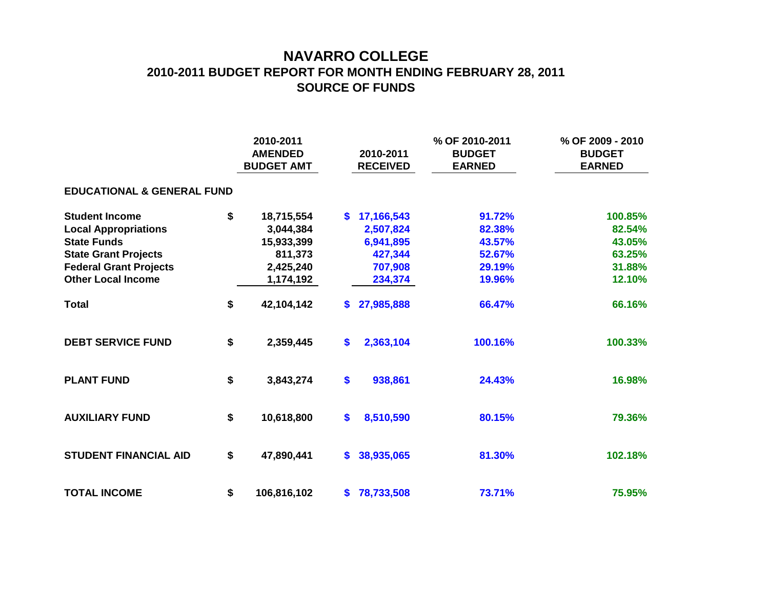# NAVARRO COLLEGE

## 2010-2011 BUDGET REPORT FOR MONTH ENDING FEBRUARY 28, 2011

## SOURCE OF FUNDS

| | 2010-2011 AMENDED BUDGET AMT | 2010-2011 RECEIVED | % OF 2010-2011 BUDGET EARNED | % OF 2009 - 2010 BUDGET EARNED |
|---|---|---|---|---|
| **EDUCATIONAL & GENERAL FUND** | | | | |
| **Student Income** | $ 18,715,554 | $ 17,166,543 | 91.72% | 100.85% |
| **Local Appropriations** | 3,044,384 | 2,507,824 | 82.38% | 82.54% |
| **State Funds** | 15,933,399 | 6,941,895 | 43.57% | 43.05% |
| **State Grant Projects** | 811,373 | 427,344 | 52.67% | 63.25% |
| **Federal Grant Projects** | 2,425,240 | 707,908 | 29.19% | 31.88% |
| **Other Local Income** | 1,174,192 | 234,374 | 19.96% | 12.10% |
| **Total** | $ 42,104,142 | $ 27,985,888 | 66.47% | 66.16% |
| **DEBT SERVICE FUND** | $ 2,359,445 | $ 2,363,104 | 100.16% | 100.33% |
| **PLANT FUND** | $ 3,843,274 | $ 938,861 | 24.43% | 16.98% |
| **AUXILIARY FUND** | $ 10,618,800 | $ 8,510,590 | 80.15% | 79.36% |
| **STUDENT FINANCIAL AID** | $ 47,890,441 | $ 38,935,065 | 81.30% | 102.18% |
| **TOTAL INCOME** | $ 106,816,102 | $ 78,733,508 | 73.71% | 75.95% |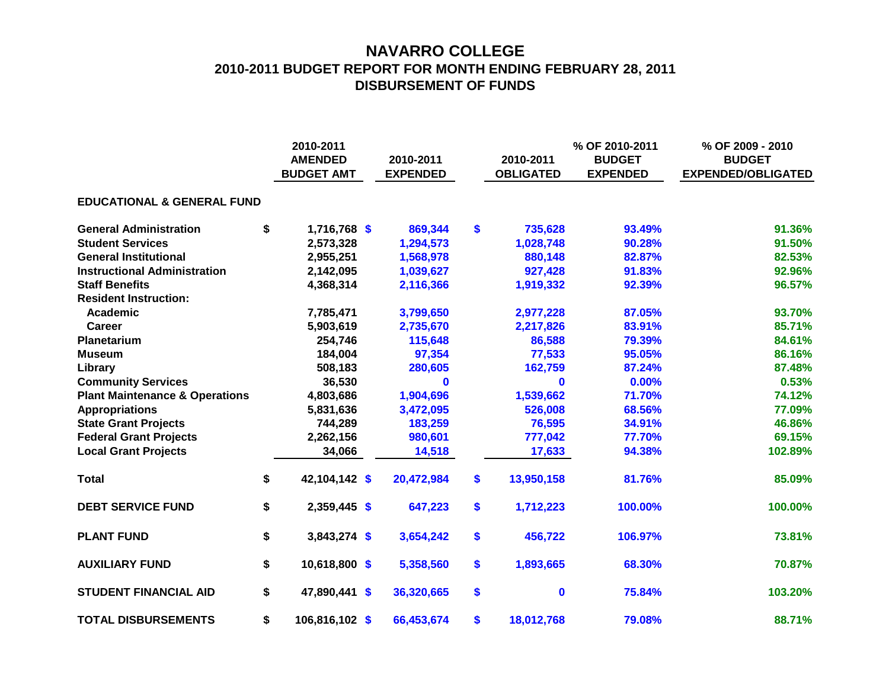# NAVARRO COLLEGE
## 2010-2011 BUDGET REPORT FOR MONTH ENDING FEBRUARY 28, 2011
## DISBURSEMENT OF FUNDS

| | 2010-2011 AMENDED BUDGET AMT | 2010-2011 EXPENDED | 2010-2011 OBLIGATED | % OF 2010-2011 BUDGET EXPENDED | % OF 2009 - 2010 BUDGET EXPENDED/OBLIGATED |
|---|---|---|---|---|---|
| **EDUCATIONAL & GENERAL FUND** | | | | | |
| General Administration | $ 1,716,768 | $ 869,344 | $ 735,628 | 93.49% | 91.36% |
| Student Services | 2,573,328 | 1,294,573 | 1,028,748 | 90.28% | 91.50% |
| General Institutional | 2,955,251 | 1,568,978 | 880,148 | 82.87% | 82.53% |
| Instructional Administration | 2,142,095 | 1,039,627 | 927,428 | 91.83% | 92.96% |
| Staff Benefits | 4,368,314 | 2,116,366 | 1,919,332 | 92.39% | 96.57% |
| Resident Instruction: | | | | | |
| Academic | 7,785,471 | 3,799,650 | 2,977,228 | 87.05% | 93.70% |
| Career | 5,903,619 | 2,735,670 | 2,217,826 | 83.91% | 85.71% |
| Planetarium | 254,746 | 115,648 | 86,588 | 79.39% | 84.61% |
| Museum | 184,004 | 97,354 | 77,533 | 95.05% | 86.16% |
| Library | 508,183 | 280,605 | 162,759 | 87.24% | 87.48% |
| Community Services | 36,530 | 0 | 0 | 0.00% | 0.53% |
| Plant Maintenance & Operations | 4,803,686 | 1,904,696 | 1,539,662 | 71.70% | 74.12% |
| Appropriations | 5,831,636 | 3,472,095 | 526,008 | 68.56% | 77.09% |
| State Grant Projects | 744,289 | 183,259 | 76,595 | 34.91% | 46.86% |
| Federal Grant Projects | 2,262,156 | 980,601 | 777,042 | 77.70% | 69.15% |
| Local Grant Projects | 34,066 | 14,518 | 17,633 | 94.38% | 102.89% |
| **Total** | $ 42,104,142 | $ 20,472,984 | $ 13,950,158 | 81.76% | 85.09% |
| **DEBT SERVICE FUND** | $ 2,359,445 | $ 647,223 | $ 1,712,223 | 100.00% | 100.00% |
| **PLANT FUND** | $ 3,843,274 | $ 3,654,242 | $ 456,722 | 106.97% | 73.81% |
| **AUXILIARY FUND** | $ 10,618,800 | $ 5,358,560 | $ 1,893,665 | 68.30% | 70.87% |
| **STUDENT FINANCIAL AID** | $ 47,890,441 | $ 36,320,665 | $ 0 | 75.84% | 103.20% |
| **TOTAL DISBURSEMENTS** | $ 106,816,102 | $ 66,453,674 | $ 18,012,768 | 79.08% | 88.71% |